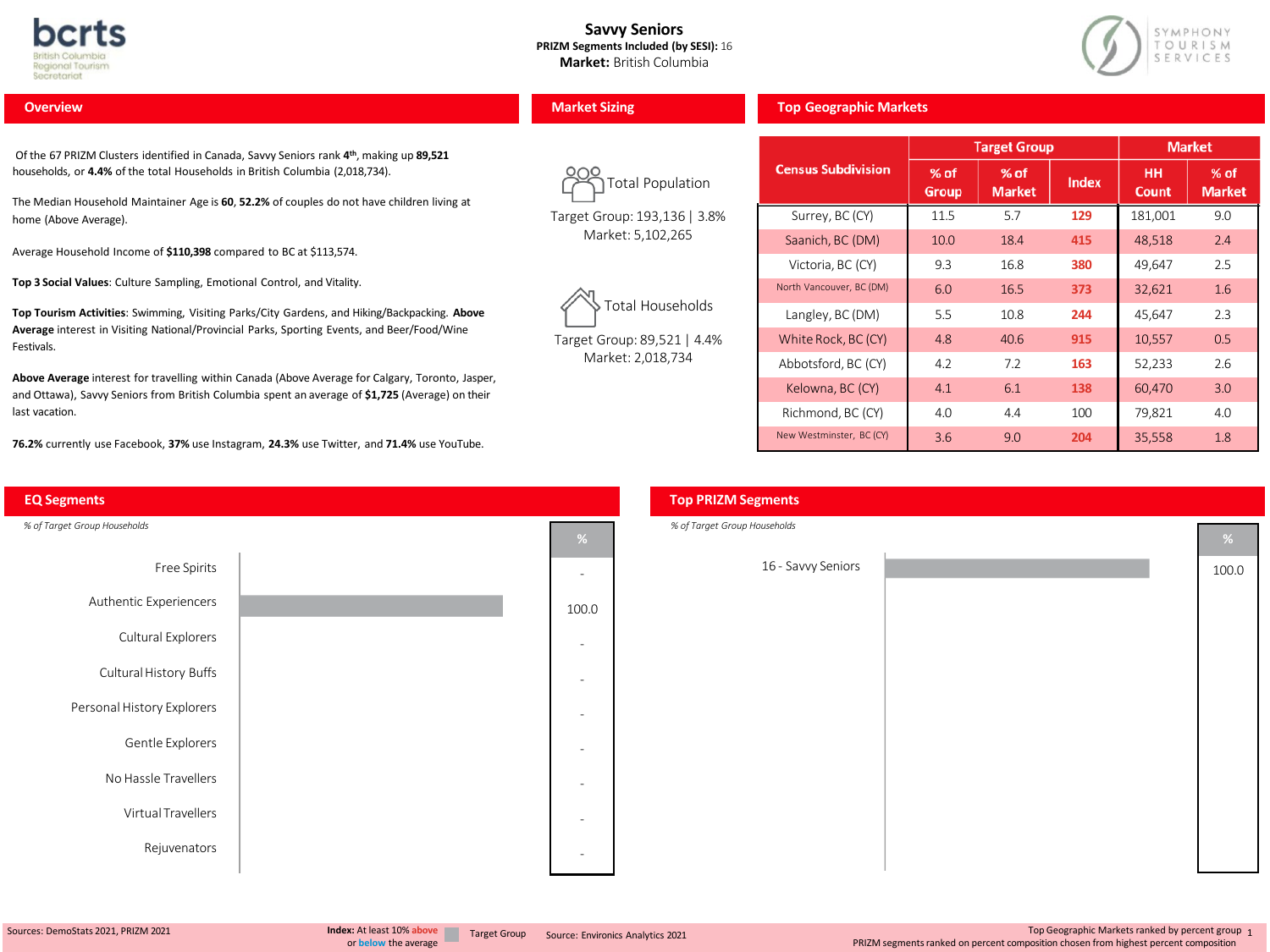# Savvy Seniors

**PRIZM Segments Included (by SESI):** 16

**Market:** British Columbia

## Overview

Of the 67 PRIZM Clusters identified in Canada, Savvy Seniors rank **4th**, making up **89,521** households, or **4.4%** of the total Households in British Columbia (2,018,734).

The Median Household Maintainer Age is **60**, **52.2%** of couples do not have children living at home (Above Average).

Average Household Income of **$110,398** compared to BC at $113,574.

**Top 3 Social Values**: Culture Sampling, Emotional Control, and Vitality.

**Top Tourism Activities**: Swimming, Visiting Parks/City Gardens, and Hiking/Backpacking. **Above Average** interest in Visiting National/Provincial Parks, Sporting Events, and Beer/Food/Wine Festivals.

**Above Average** interest for travelling within Canada (Above Average for Calgary, Toronto, Jasper, and Ottawa), Savvy Seniors from British Columbia spent an average of **$1,725** (Average) on their last vacation.

**76.2%** currently use Facebook, **37%** use Instagram, **24.3%** use Twitter, and **71.4%** use YouTube.

## Market Sizing

**Total Population**

Target Group: 193,136 | 3.8%
Market: 5,102,265

**Total Households**

Target Group: 89,521 | 4.4%
Market: 2,018,734

## Top Geographic Markets

| Census Subdivision | Target Group | | | Market | |
|---|---|---|---|---|---|
| | % of Group | % of Market | Index | HH Count | % of Market |
| Surrey, BC (CY) | 11.5 | 5.7 | 129 | 181,001 | 9.0 |
| Saanich, BC (DM) | 10.0 | 18.4 | 415 | 48,518 | 2.4 |
| Victoria, BC (CY) | 9.3 | 16.8 | 380 | 49,647 | 2.5 |
| North Vancouver, BC (DM) | 6.0 | 16.5 | 373 | 32,621 | 1.6 |
| Langley, BC (DM) | 5.5 | 10.8 | 244 | 45,647 | 2.3 |
| White Rock, BC (CY) | 4.8 | 40.6 | 915 | 10,557 | 0.5 |
| Abbotsford, BC (CY) | 4.2 | 7.2 | 163 | 52,233 | 2.6 |
| Kelowna, BC (CY) | 4.1 | 6.1 | 138 | 60,470 | 3.0 |
| Richmond, BC (CY) | 4.0 | 4.4 | 100 | 79,821 | 4.0 |
| New Westminster, BC (CY) | 3.6 | 9.0 | 204 | 35,558 | 1.8 |

## EQ Segments

*% of Target Group Households*

| EQ Segment | % |
|---|---|
| Free Spirits | - |
| Authentic Experiencers | 100.0 |
| Cultural Explorers | - |
| Cultural History Buffs | - |
| Personal History Explorers | - |
| Gentle Explorers | - |
| No Hassle Travellers | - |
| Virtual Travellers | - |
| Rejuvenators | - |

## Top PRIZM Segments

*% of Target Group Households*

| PRIZM Segment | % |
|---|---|
| 16 - Savvy Seniors | 100.0 |

Sources: DemoStats 2021, PRIZM 2021

**Index:** At least 10% above or below the average

Target Group

Source: Environics Analytics 2021

Top Geographic Markets ranked by percent group
PRIZM segments ranked on percent composition chosen from highest percent composition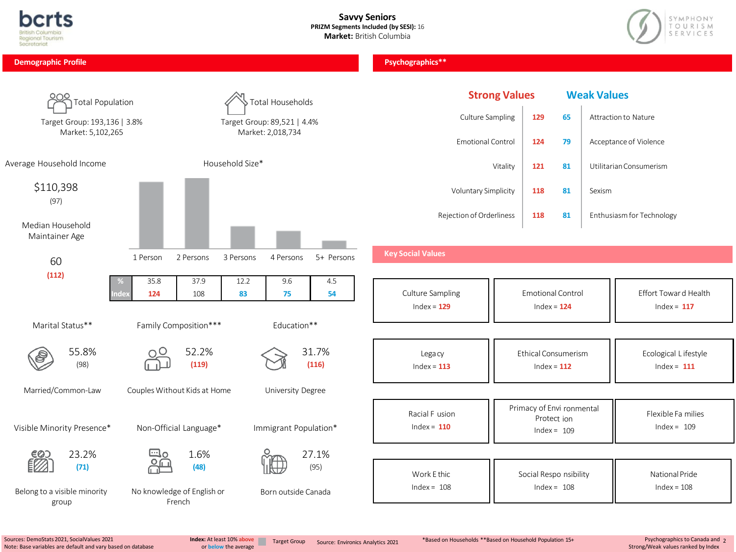# Savvy Seniors

**PRIZM Segments Included (by SESI):** 16

**Market:** British Columbia

## Demographic Profile

**Total Population**
Target Group: 193,136 | 3.8%
Market: 5,102,265

**Total Households**
Target Group: 89,521 | 4.4%
Market: 2,018,734

**Average Household Income**
$110,398
(97)

**Median Household Maintainer Age**
60
(112)

**Household Size***

| | 1 Person | 2 Persons | 3 Persons | 4 Persons | 5+ Persons |
|---|---|---|---|---|---|
| % | 35.8 | 37.9 | 12.2 | 9.6 | 4.5 |
| Index | 124 | 108 | 83 | 75 | 54 |

**Marital Status****
55.8%
(98)
Married/Common-Law

**Family Composition*****
52.2%
(119)
Couples Without Kids at Home

**Education****
31.7%
(116)
University Degree

**Visible Minority Presence***
23.2%
(71)
Belong to a visible minority group

**Non-Official Language***
1.6%
(48)
No knowledge of English or French

**Immigrant Population***
27.1%
(95)
Born outside Canada

## Psychographics**

| Strong Values | | Weak Values | |
|---|---|---|---|
| Culture Sampling | 129 | 65 | Attraction to Nature |
| Emotional Control | 124 | 79 | Acceptance of Violence |
| Vitality | 121 | 81 | Utilitarian Consumerism |
| Voluntary Simplicity | 118 | 81 | Sexism |
| Rejection of Orderliness | 118 | 81 | Enthusiasm for Technology |

### Key Social Values

| | | |
|---|---|---|
| Culture Sampling<br>Index = 129 | Emotional Control<br>Index = 124 | Effort Toward Health<br>Index = 117 |
| Legacy<br>Index = 113 | Ethical Consumerism<br>Index = 112 | Ecological Lifestyle<br>Index = 111 |
| Racial Fusion<br>Index = 110 | Primacy of Environmental Protection<br>Index = 109 | Flexible Families<br>Index = 109 |
| Work Ethic<br>Index = 108 | Social Responsibility<br>Index = 108 | National Pride<br>Index = 108 |

Sources: DemoStats 2021, SocialValues 2021
Note: Base variables are default and vary based on database

**Index:** At least 10% above or below the average

Target Group

Source: Environics Analytics 2021

*Based on Households **Based on Household Population 15+

Psychographics to Canada and Strong/Weak values ranked by Index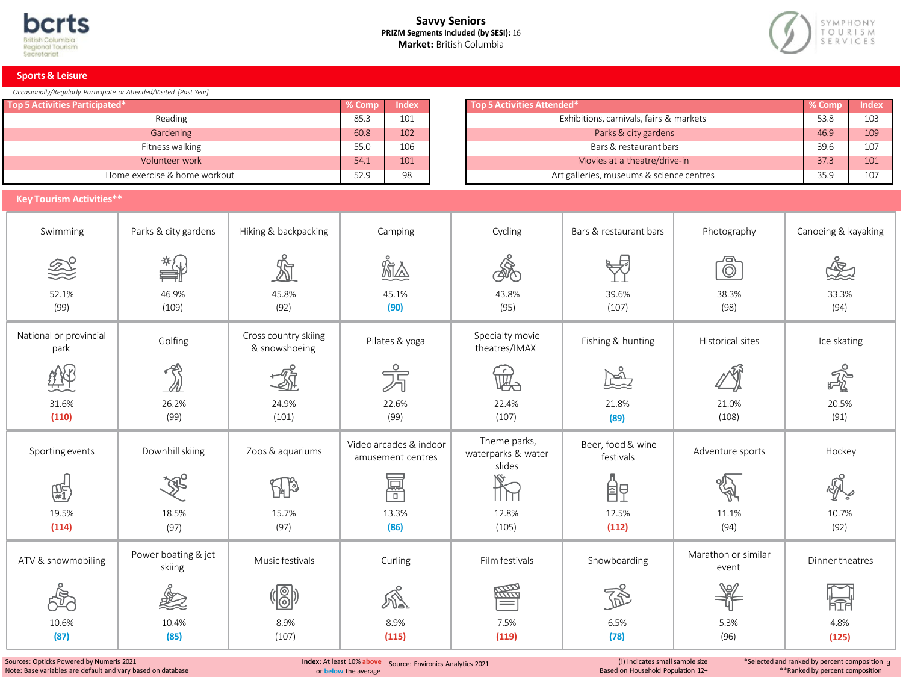**Savvy Seniors**
**PRIZM Segments Included (by SESI):** 16
**Market:** British Columbia

## Sports & Leisure

*Occasionally/Regularly Participate or Attended/Visited [Past Year]*

| Top 5 Activities Participated* | % Comp | Index |
|---|---|---|
| Reading | 85.3 | 101 |
| Gardening | 60.8 | 102 |
| Fitness walking | 55.0 | 106 |
| Volunteer work | 54.1 | 101 |
| Home exercise & home workout | 52.9 | 98 |

| Top 5 Activities Attended* | % Comp | Index |
|---|---|---|
| Exhibitions, carnivals, fairs & markets | 53.8 | 103 |
| Parks & city gardens | 46.9 | 109 |
| Bars & restaurant bars | 39.6 | 107 |
| Movies at a theatre/drive-in | 37.3 | 101 |
| Art galleries, museums & science centres | 35.9 | 107 |

## Key Tourism Activities**

| Activity | % Comp | Index |
|---|---|---|
| Swimming | 52.1% | (99) |
| Parks & city gardens | 46.9% | (109) |
| Hiking & backpacking | 45.8% | (92) |
| Camping | 45.1% | (90) |
| Cycling | 43.8% | (95) |
| Bars & restaurant bars | 39.6% | (107) |
| Photography | 38.3% | (98) |
| Canoeing & kayaking | 33.3% | (94) |
| National or provincial park | 31.6% | (110) |
| Golfing | 26.2% | (99) |
| Cross country skiing & snowshoeing | 24.9% | (101) |
| Pilates & yoga | 22.6% | (99) |
| Specialty movie theatres/IMAX | 22.4% | (107) |
| Fishing & hunting | 21.8% | (89) |
| Historical sites | 21.0% | (108) |
| Ice skating | 20.5% | (91) |
| Sporting events | 19.5% | (114) |
| Downhill skiing | 18.5% | (97) |
| Zoos & aquariums | 15.7% | (97) |
| Video arcades & indoor amusement centres | 13.3% | (86) |
| Theme parks, waterparks & water slides | 12.8% | (105) |
| Beer, food & wine festivals | 12.5% | (112) |
| Adventure sports | 11.1% | (94) |
| Hockey | 10.7% | (92) |
| ATV & snowmobiling | 10.6% | (87) |
| Power boating & jet skiing | 10.4% | (85) |
| Music festivals | 8.9% | (107) |
| Curling | 8.9% | (115) |
| Film festivals | 7.5% | (119) |
| Snowboarding | 6.5% | (78) |
| Marathon or similar event | 5.3% | (96) |
| Dinner theatres | 4.8% | (125) |

Sources: Opticks Powered by Numeris 2021
Note: Base variables are default and vary based on database

**Index:** At least 10% above or below the average

Source: Environics Analytics 2021

(!) Indicates small sample size
Based on Household Population 12+

*Selected and ranked by percent composition
**Ranked by percent composition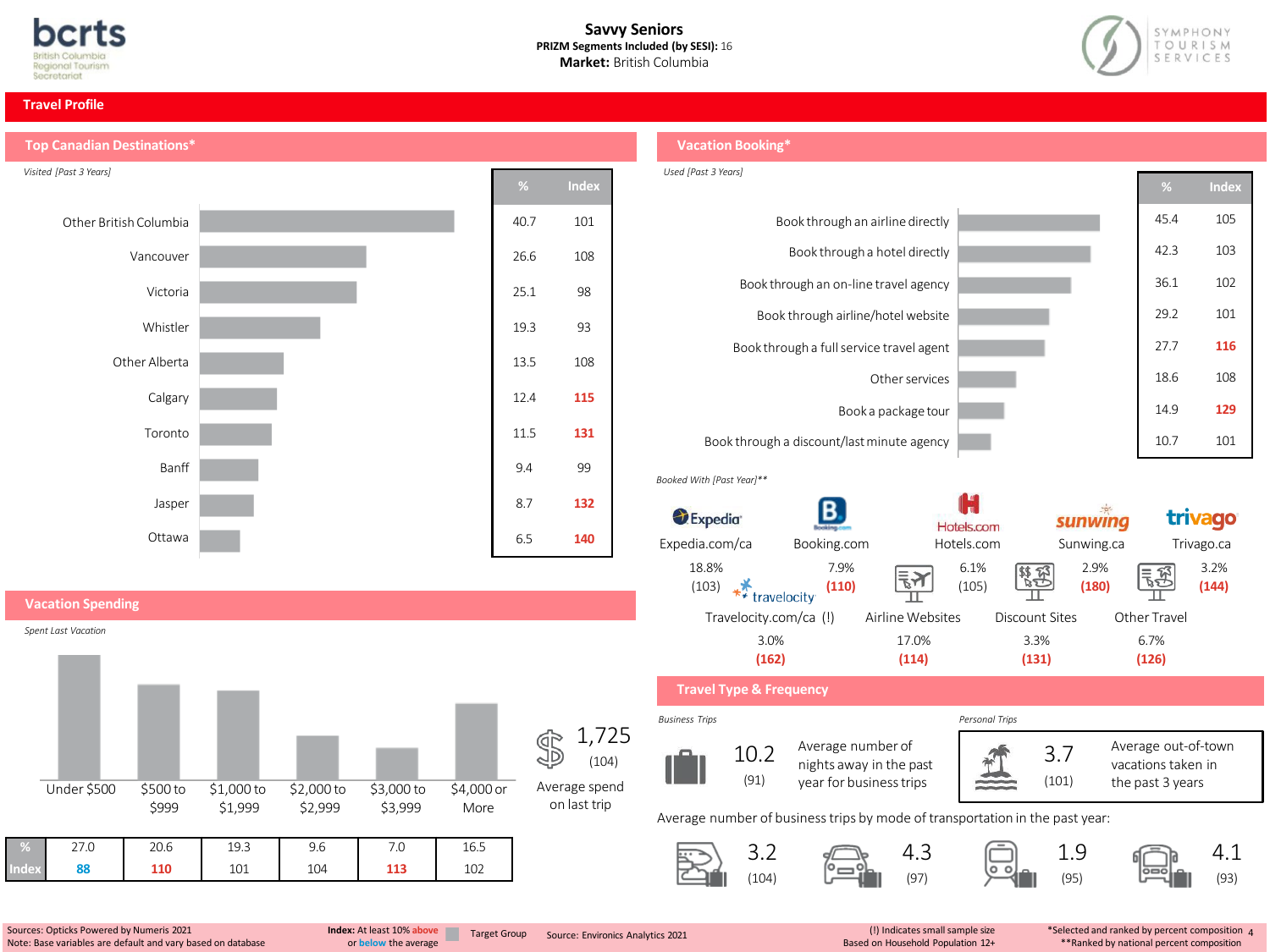# Savvy Seniors

**PRIZM Segments Included (by SESI):** 16

**Market:** British Columbia

## Travel Profile

### Top Canadian Destinations*

*Visited [Past 3 Years]*

| Destination | % | Index |
|---|---|---|
| Other British Columbia | 40.7 | 101 |
| Vancouver | 26.6 | 108 |
| Victoria | 25.1 | 98 |
| Whistler | 19.3 | 93 |
| Other Alberta | 13.5 | 108 |
| Calgary | 12.4 | 115 |
| Toronto | 11.5 | 131 |
| Banff | 9.4 | 99 |
| Jasper | 8.7 | 132 |
| Ottawa | 6.5 | 140 |

### Vacation Booking*

*Used [Past 3 Years]*

| Booking Method | % | Index |
|---|---|---|
| Book through an airline directly | 45.4 | 105 |
| Book through a hotel directly | 42.3 | 103 |
| Book through an on-line travel agency | 36.1 | 102 |
| Book through airline/hotel website | 29.2 | 101 |
| Book through a full service travel agent | 27.7 | 116 |
| Other services | 18.6 | 108 |
| Book a package tour | 14.9 | 129 |
| Book through a discount/last minute agency | 10.7 | 101 |

*Booked With [Past Year]***

| Site | % | Index |
|---|---|---|
| Expedia.com/ca | 18.8% | 103 |
| Booking.com | 7.9% | 110 |
| Hotels.com | 6.1% | 105 |
| Sunwing.ca | 2.9% | 180 |
| Trivago.ca | 3.2% | 144 |
| Travelocity.com/ca (!) | 3.0% | 162 |
| Airline Websites | 17.0% | 114 |
| Discount Sites | 3.3% | 131 |
| Other Travel | 6.7% | 126 |

### Vacation Spending

*Spent Last Vacation*

| | Under $500 | $500 to $999 | $1,000 to $1,999 | $2,000 to $2,999 | $3,000 to $3,999 | $4,000 or More |
|---|---|---|---|---|---|---|
| % | 27.0 | 20.6 | 19.3 | 9.6 | 7.0 | 16.5 |
| Index | 88 | 110 | 101 | 104 | 113 | 102 |

**1,725** (104)
Average spend on last trip

### Travel Type & Frequency

*Business Trips*

**10.2** (91) — Average number of nights away in the past year for business trips

*Personal Trips*

**3.7** (101) — Average out-of-town vacations taken in the past 3 years

Average number of business trips by mode of transportation in the past year:

| Mode | Average | Index |
|---|---|---|
| Air | 3.2 | 104 |
| Car | 4.3 | 97 |
| Train | 1.9 | 95 |
| Bus | 4.1 | 93 |

Sources: Opticks Powered by Numeris 2021
Note: Base variables are default and vary based on database

**Index:** At least 10% above or below the average

Target Group

Source: Environics Analytics 2021

(!) Indicates small sample size
Based on Household Population 12+

*Selected and ranked by percent composition
**Ranked by national percent composition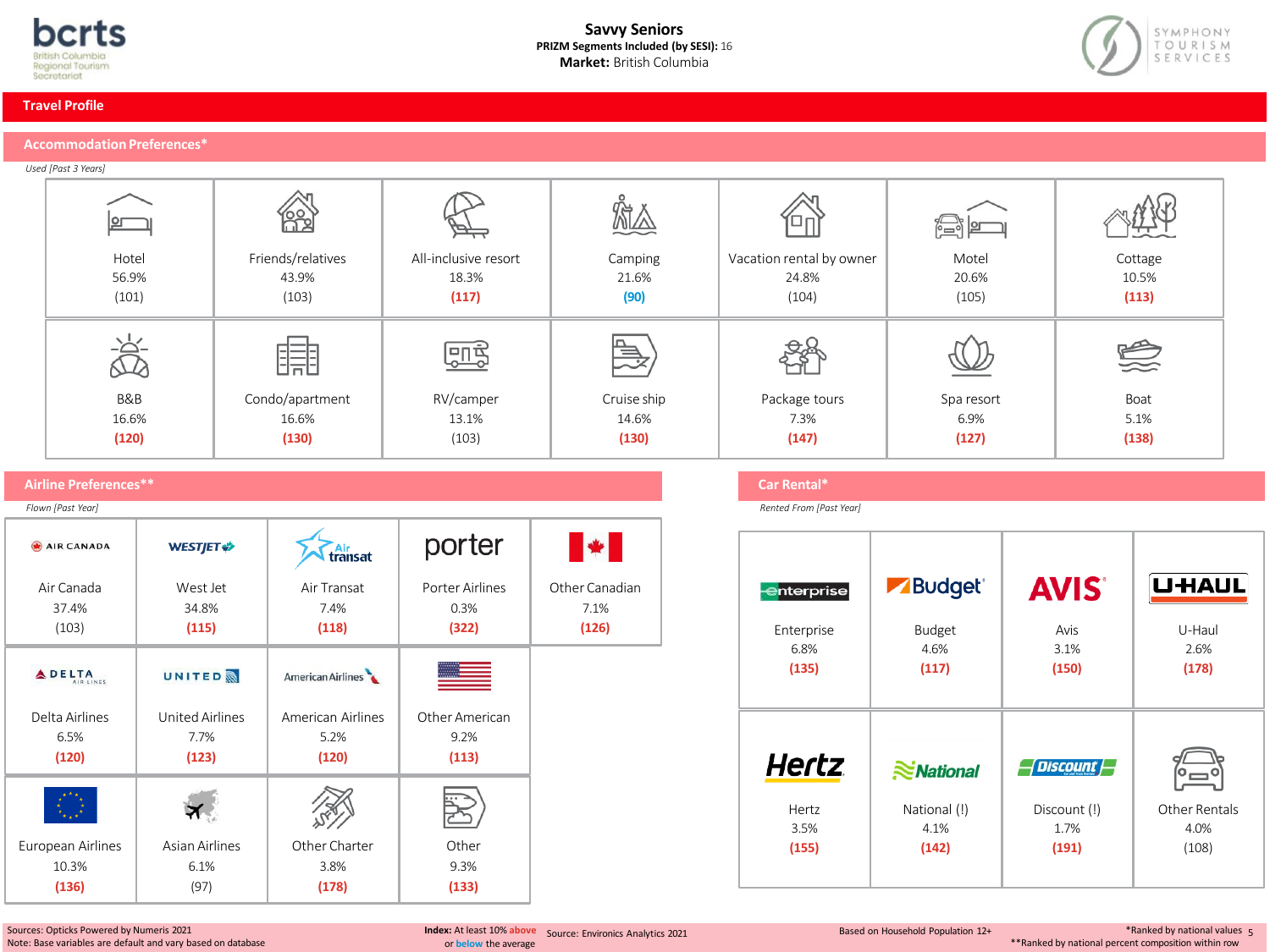# Savvy Seniors

**PRIZM Segments Included (by SESI):** 16

**Market:** British Columbia

## Travel Profile

### Accommodation Preferences*

*Used [Past 3 Years]*

| Accommodation | % | Index |
|---|---|---|
| Hotel | 56.9% | (101) |
| Friends/relatives | 43.9% | (103) |
| All-inclusive resort | 18.3% | **(117)** |
| Camping | 21.6% | **(90)** |
| Vacation rental by owner | 24.8% | (104) |
| Motel | 20.6% | (105) |
| Cottage | 10.5% | **(113)** |
| B&B | 16.6% | **(120)** |
| Condo/apartment | 16.6% | **(130)** |
| RV/camper | 13.1% | (103) |
| Cruise ship | 14.6% | **(130)** |
| Package tours | 7.3% | **(147)** |
| Spa resort | 6.9% | **(127)** |
| Boat | 5.1% | **(138)** |

### Airline Preferences**

*Flown [Past Year]*

| Airline | % | Index |
|---|---|---|
| Air Canada | 37.4% | (103) |
| West Jet | 34.8% | **(115)** |
| Air Transat | 7.4% | **(118)** |
| Porter Airlines | 0.3% | **(322)** |
| Other Canadian | 7.1% | **(126)** |
| Delta Airlines | 6.5% | **(120)** |
| United Airlines | 7.7% | **(123)** |
| American Airlines | 5.2% | **(120)** |
| Other American | 9.2% | **(113)** |
| European Airlines | 10.3% | **(136)** |
| Asian Airlines | 6.1% | (97) |
| Other Charter | 3.8% | **(178)** |
| Other | 9.3% | **(133)** |

### Car Rental*

*Rented From [Past Year]*

| Company | % | Index |
|---|---|---|
| Enterprise | 6.8% | **(135)** |
| Budget | 4.6% | **(117)** |
| Avis | 3.1% | **(150)** |
| U-Haul | 2.6% | **(178)** |
| Hertz | 3.5% | **(155)** |
| National (!) | 4.1% | **(142)** |
| Discount (!) | 1.7% | **(191)** |
| Other Rentals | 4.0% | (108) |

Sources: Opticks Powered by Numeris 2021
Note: Base variables are default and vary based on database

**Index:** At least 10% above or below the average

Source: Environics Analytics 2021

Based on Household Population 12+

*Ranked by national values
**Ranked by national percent composition within row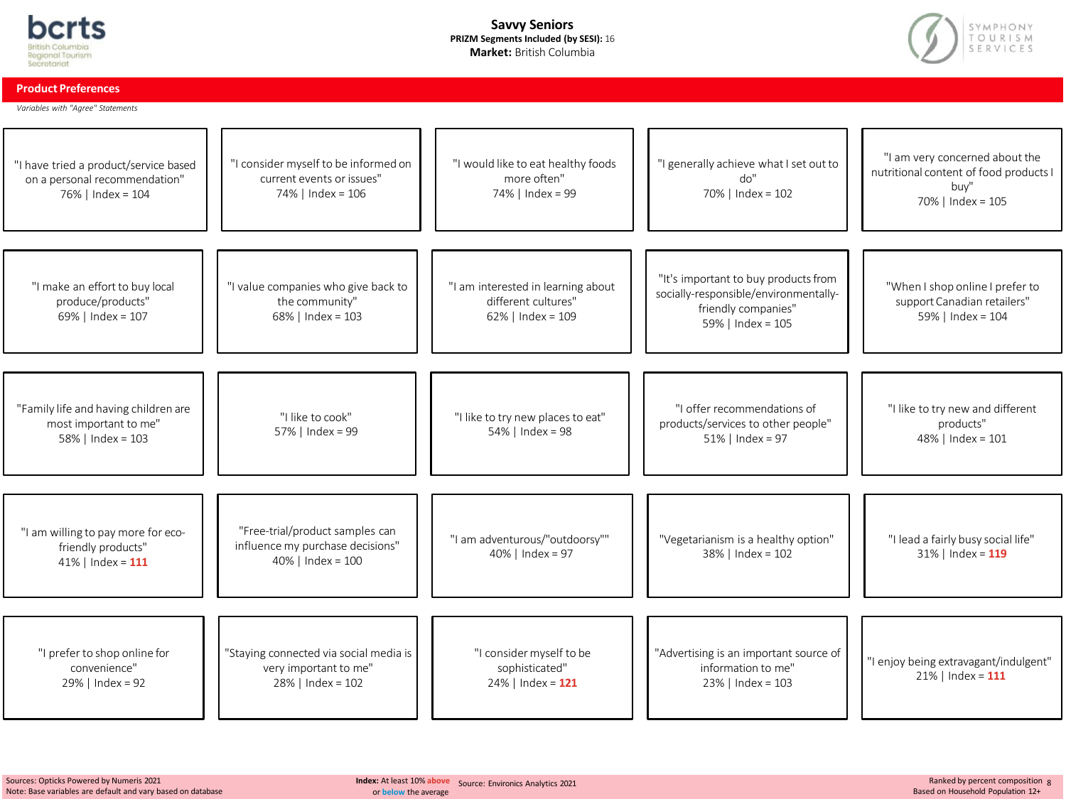# Savvy Seniors

**PRIZM Segments Included (by SESI):** 16

**Market:** British Columbia

## Product Preferences

*Variables with "Agree" Statements*

| | | | | |
|---|---|---|---|---|
| "I have tried a product/service based on a personal recommendation" 76% \| Index = 104 | "I consider myself to be informed on current events or issues" 74% \| Index = 106 | "I would like to eat healthy foods more often" 74% \| Index = 99 | "I generally achieve what I set out to do" 70% \| Index = 102 | "I am very concerned about the nutritional content of food products I buy" 70% \| Index = 105 |
| "I make an effort to buy local produce/products" 69% \| Index = 107 | "I value companies who give back to the community" 68% \| Index = 103 | "I am interested in learning about different cultures" 62% \| Index = 109 | "It's important to buy products from socially-responsible/environmentally-friendly companies" 59% \| Index = 105 | "When I shop online I prefer to support Canadian retailers" 59% \| Index = 104 |
| "Family life and having children are most important to me" 58% \| Index = 103 | "I like to cook" 57% \| Index = 99 | "I like to try new places to eat" 54% \| Index = 98 | "I offer recommendations of products/services to other people" 51% \| Index = 97 | "I like to try new and different products" 48% \| Index = 101 |
| "I am willing to pay more for eco-friendly products" 41% \| Index = **111** | "Free-trial/product samples can influence my purchase decisions" 40% \| Index = 100 | "I am adventurous/"outdoorsy"" 40% \| Index = 97 | "Vegetarianism is a healthy option" 38% \| Index = 102 | "I lead a fairly busy social life" 31% \| Index = **119** |
| "I prefer to shop online for convenience" 29% \| Index = 92 | "Staying connected via social media is very important to me" 28% \| Index = 102 | "I consider myself to be sophisticated" 24% \| Index = **121** | "Advertising is an important source of information to me" 23% \| Index = 103 | "I enjoy being extravagant/indulgent" 21% \| Index = **111** |

Sources: Opticks Powered by Numeris 2021
Note: Base variables are default and vary based on database

**Index:** At least 10% above or below the average

Source: Environics Analytics 2021

Ranked by percent composition
Based on Household Population 12+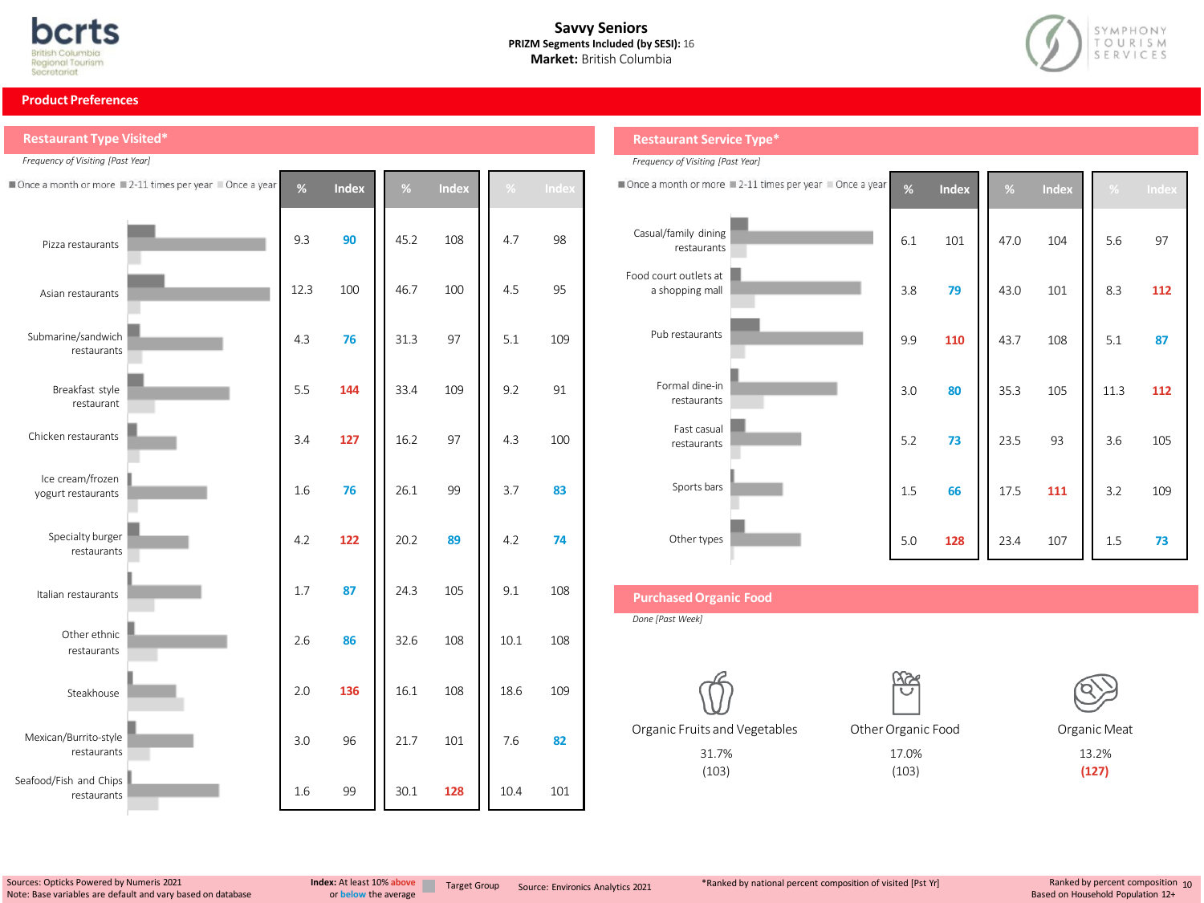# Savvy Seniors

**PRIZM Segments Included (by SESI):** 16

**Market:** British Columbia

## Product Preferences

### Restaurant Type Visited*

*Frequency of Visiting [Past Year]*

| Restaurant Type | Once a month or more % | Index | 2-11 times per year % | Index | Once a year % | Index |
|---|---|---|---|---|---|---|
| Pizza restaurants | 9.3 | 90 | 45.2 | 108 | 4.7 | 98 |
| Asian restaurants | 12.3 | 100 | 46.7 | 100 | 4.5 | 95 |
| Submarine/sandwich restaurants | 4.3 | 76 | 31.3 | 97 | 5.1 | 109 |
| Breakfast style restaurant | 5.5 | 144 | 33.4 | 109 | 9.2 | 91 |
| Chicken restaurants | 3.4 | 127 | 16.2 | 97 | 4.3 | 100 |
| Ice cream/frozen yogurt restaurants | 1.6 | 76 | 26.1 | 99 | 3.7 | 83 |
| Specialty burger restaurants | 4.2 | 122 | 20.2 | 89 | 4.2 | 74 |
| Italian restaurants | 1.7 | 87 | 24.3 | 105 | 9.1 | 108 |
| Other ethnic restaurants | 2.6 | 86 | 32.6 | 108 | 10.1 | 108 |
| Steakhouse | 2.0 | 136 | 16.1 | 108 | 18.6 | 109 |
| Mexican/Burrito-style restaurants | 3.0 | 96 | 21.7 | 101 | 7.6 | 82 |
| Seafood/Fish and Chips restaurants | 1.6 | 99 | 30.1 | 128 | 10.4 | 101 |

### Restaurant Service Type*

*Frequency of Visiting [Past Year]*

| Restaurant Service Type | Once a month or more % | Index | 2-11 times per year % | Index | Once a year % | Index |
|---|---|---|---|---|---|---|
| Casual/family dining restaurants | 6.1 | 101 | 47.0 | 104 | 5.6 | 97 |
| Food court outlets at a shopping mall | 3.8 | 79 | 43.0 | 101 | 8.3 | 112 |
| Pub restaurants | 9.9 | 110 | 43.7 | 108 | 5.1 | 87 |
| Formal dine-in restaurants | 3.0 | 80 | 35.3 | 105 | 11.3 | 112 |
| Fast casual restaurants | 5.2 | 73 | 23.5 | 93 | 3.6 | 105 |
| Sports bars | 1.5 | 66 | 17.5 | 111 | 3.2 | 109 |
| Other types | 5.0 | 128 | 23.4 | 107 | 1.5 | 73 |

### Purchased Organic Food

*Done [Past Week]*

| Organic Fruits and Vegetables | Other Organic Food | Organic Meat |
|---|---|---|
| 31.7% | 17.0% | 13.2% |
| (103) | (103) | (127) |

Sources: Opticks Powered by Numeris 2021
Note: Base variables are default and vary based on database

**Index:** At least 10% above or below the average

Target Group

Source: Environics Analytics 2021

*Ranked by national percent composition of visited [Pst Yr]

Ranked by percent composition Based on Household Population 12+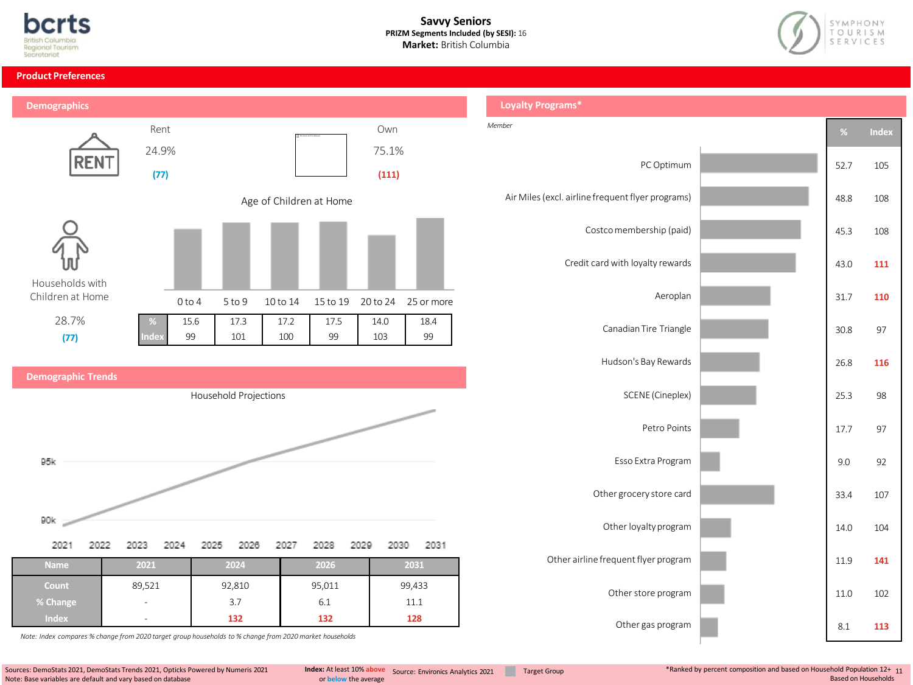# Savvy Seniors

**PRIZM Segments Included (by SESI):** 16

**Market:** British Columbia

## Product Preferences

### Demographics

Rent
24.9%
(77)

Own
75.1%
(111)

Households with Children at Home
28.7%
(77)

Age of Children at Home

| | 0 to 4 | 5 to 9 | 10 to 14 | 15 to 19 | 20 to 24 | 25 or more |
|---|---|---|---|---|---|---|
| % | 15.6 | 17.3 | 17.2 | 17.5 | 14.0 | 18.4 |
| Index | 99 | 101 | 100 | 99 | 103 | 99 |

### Demographic Trends

Household Projections

95k
90k
2021 2022 2023 2024 2025 2026 2027 2028 2029 2030 2031

| Name | 2021 | 2024 | 2026 | 2031 |
|---|---|---|---|---|
| Count | 89,521 | 92,810 | 95,011 | 99,433 |
| % Change | - | 3.7 | 6.1 | 11.1 |
| Index | - | 132 | 132 | 128 |

*Note: Index compares % change from 2020 target group households to % change from 2020 market households*

### Loyalty Programs*

*Member*

| | % | Index |
|---|---|---|
| PC Optimum | 52.7 | 105 |
| Air Miles (excl. airline frequent flyer programs) | 48.8 | 108 |
| Costco membership (paid) | 45.3 | 108 |
| Credit card with loyalty rewards | 43.0 | 111 |
| Aeroplan | 31.7 | 110 |
| Canadian Tire Triangle | 30.8 | 97 |
| Hudson's Bay Rewards | 26.8 | 116 |
| SCENE (Cineplex) | 25.3 | 98 |
| Petro Points | 17.7 | 97 |
| Esso Extra Program | 9.0 | 92 |
| Other grocery store card | 33.4 | 107 |
| Other loyalty program | 14.0 | 104 |
| Other airline frequent flyer program | 11.9 | 141 |
| Other store program | 11.0 | 102 |
| Other gas program | 8.1 | 113 |

Sources: DemoStats 2021, DemoStats Trends 2021, Opticks Powered by Numeris 2021
Note: Base variables are default and vary based on database

**Index:** At least 10% above or below the average

Source: Environics Analytics 2021

Target Group

*Ranked by percent composition and based on Household Population 12+
Based on Households